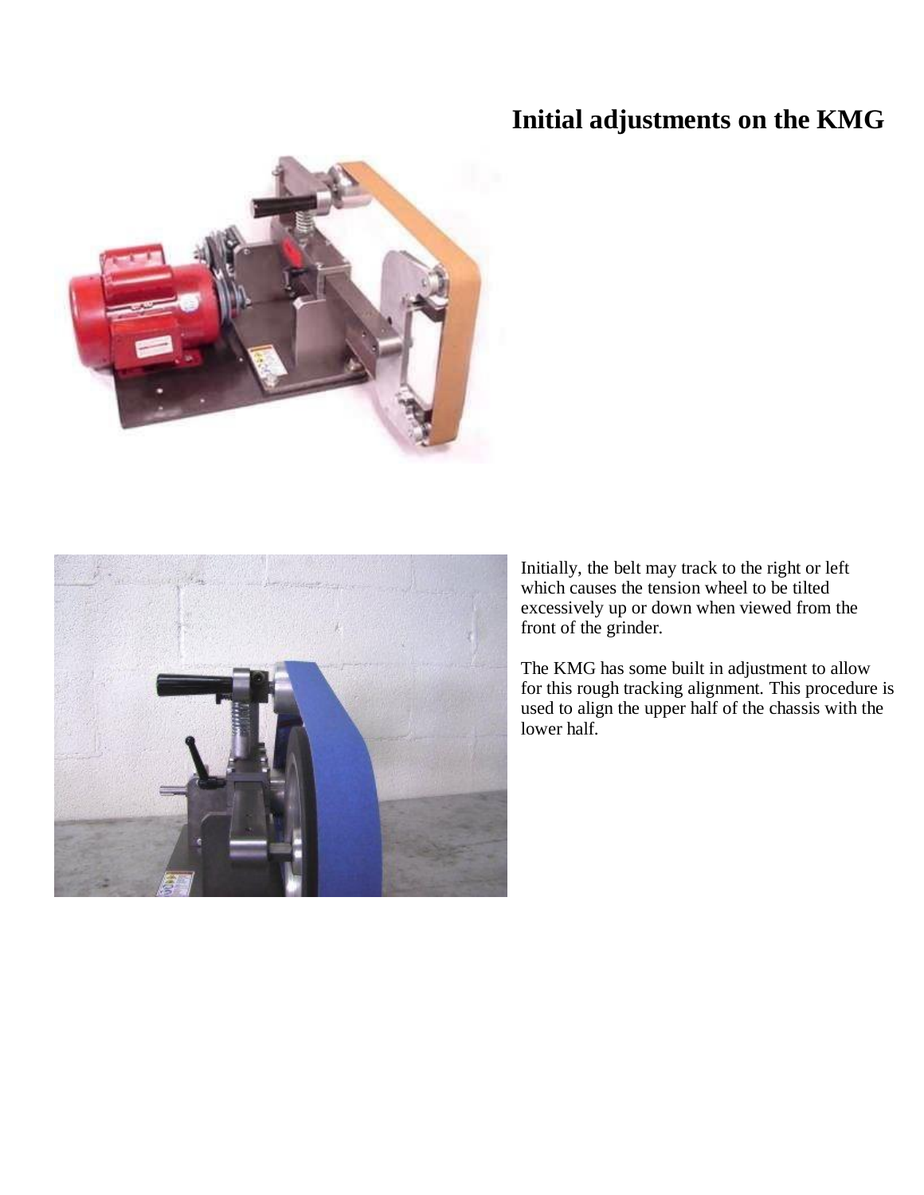# Initial adjustments on the KMG

Initially, the belt may track to the right or left which causes the tension wheel to be tilted excessively up or down when viewed from the front of the grinder.

The KMG has some built in adjustment to allow for this rough tracking alignment. This procedure is used to align the upper half of the chassis with the lower half.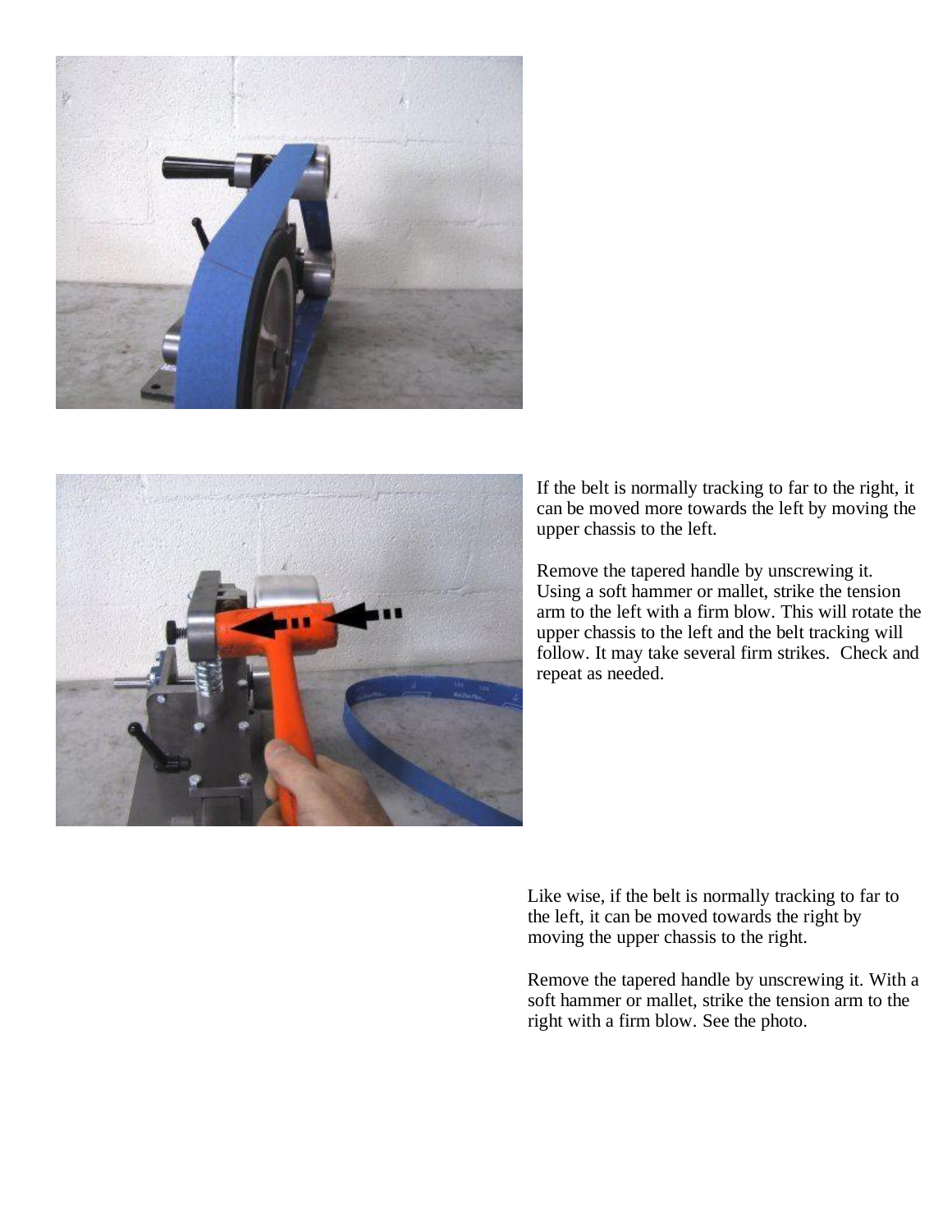If the belt is normally tracking to far to the right, it can be moved more towards the left by moving the upper chassis to the left.

Remove the tapered handle by unscrewing it. Using a soft hammer or mallet, strike the tension arm to the left with a firm blow. This will rotate the upper chassis to the left and the belt tracking will follow. It may take several firm strikes. Check and repeat as needed.

Like wise, if the belt is normally tracking to far to the left, it can be moved towards the right by moving the upper chassis to the right.

Remove the tapered handle by unscrewing it. With a soft hammer or mallet, strike the tension arm to the right with a firm blow. See the photo.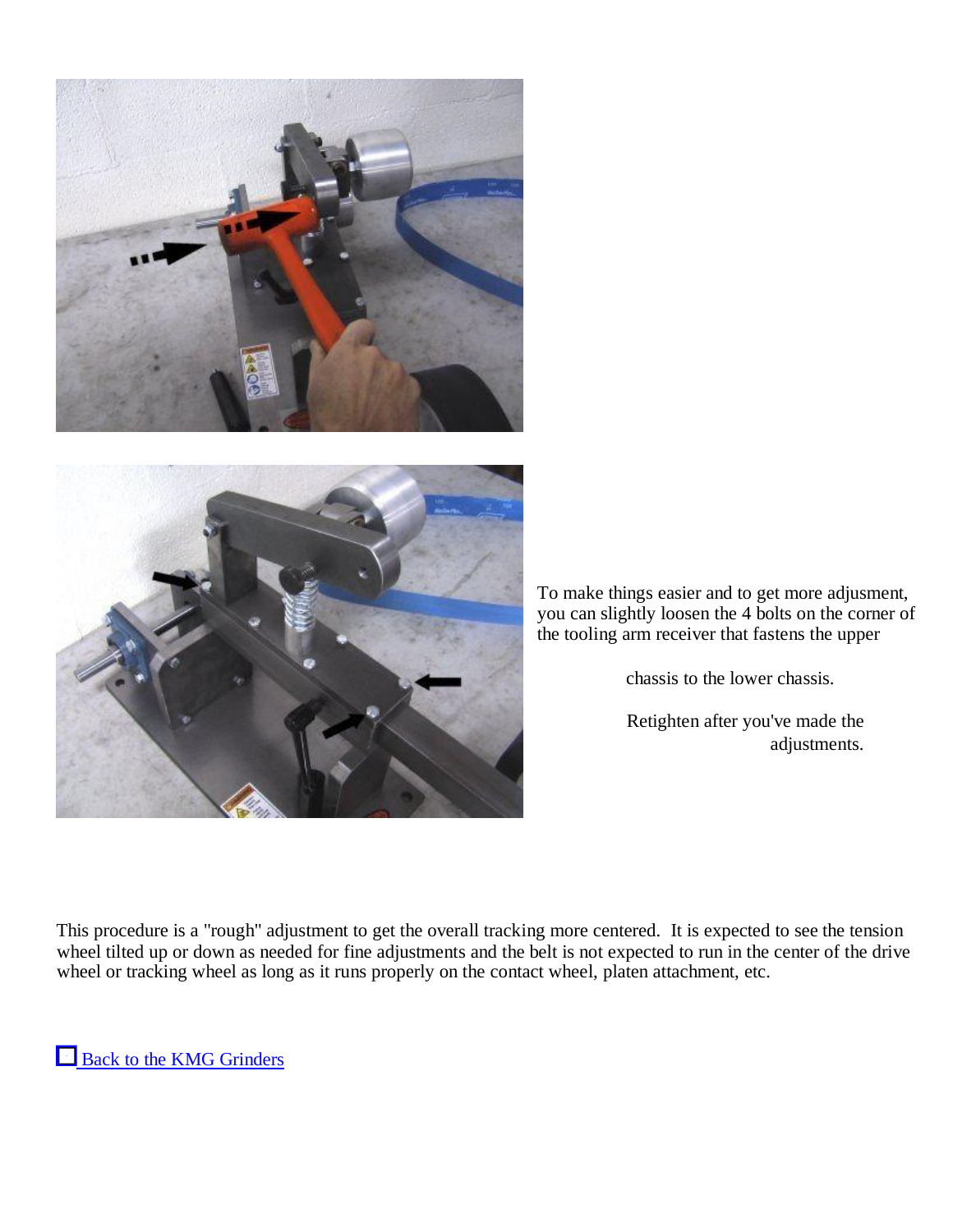To make things easier and to get more adjusment, you can slightly loosen the 4 bolts on the corner of the tooling arm receiver that fastens the upper chassis to the lower chassis.

Retighten after you've made the adjustments.

This procedure is a "rough" adjustment to get the overall tracking more centered. It is expected to see the tension wheel tilted up or down as needed for fine adjustments and the belt is not expected to run in the center of the drive wheel or tracking wheel as long as it runs properly on the contact wheel, platen attachment, etc.

Back to the KMG Grinders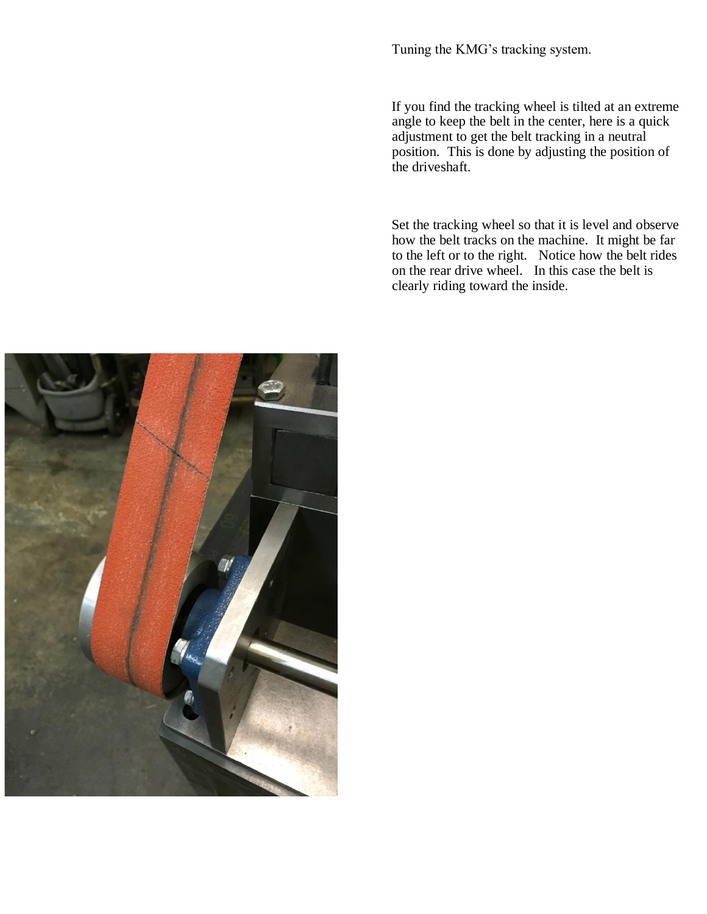Tuning the KMG's tracking system.

If you find the tracking wheel is tilted at an extreme angle to keep the belt in the center, here is a quick adjustment to get the belt tracking in a neutral position. This is done by adjusting the position of the driveshaft.

Set the tracking wheel so that it is level and observe how the belt tracks on the machine. It might be far to the left or to the right. Notice how the belt rides on the rear drive wheel. In this case the belt is clearly riding toward the inside.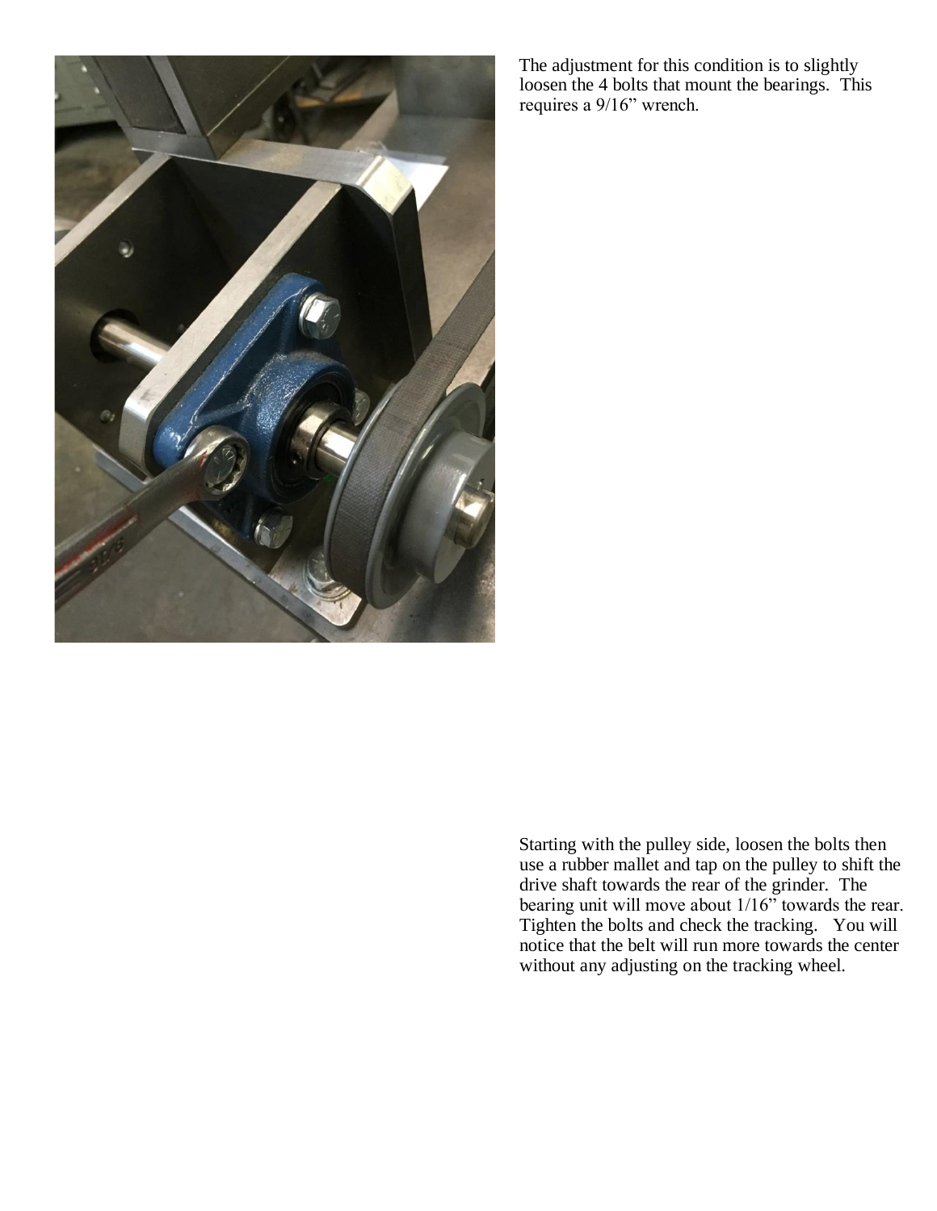The adjustment for this condition is to slightly loosen the 4 bolts that mount the bearings. This requires a 9/16" wrench.

Starting with the pulley side, loosen the bolts then use a rubber mallet and tap on the pulley to shift the drive shaft towards the rear of the grinder. The bearing unit will move about 1/16" towards the rear. Tighten the bolts and check the tracking. You will notice that the belt will run more towards the center without any adjusting on the tracking wheel.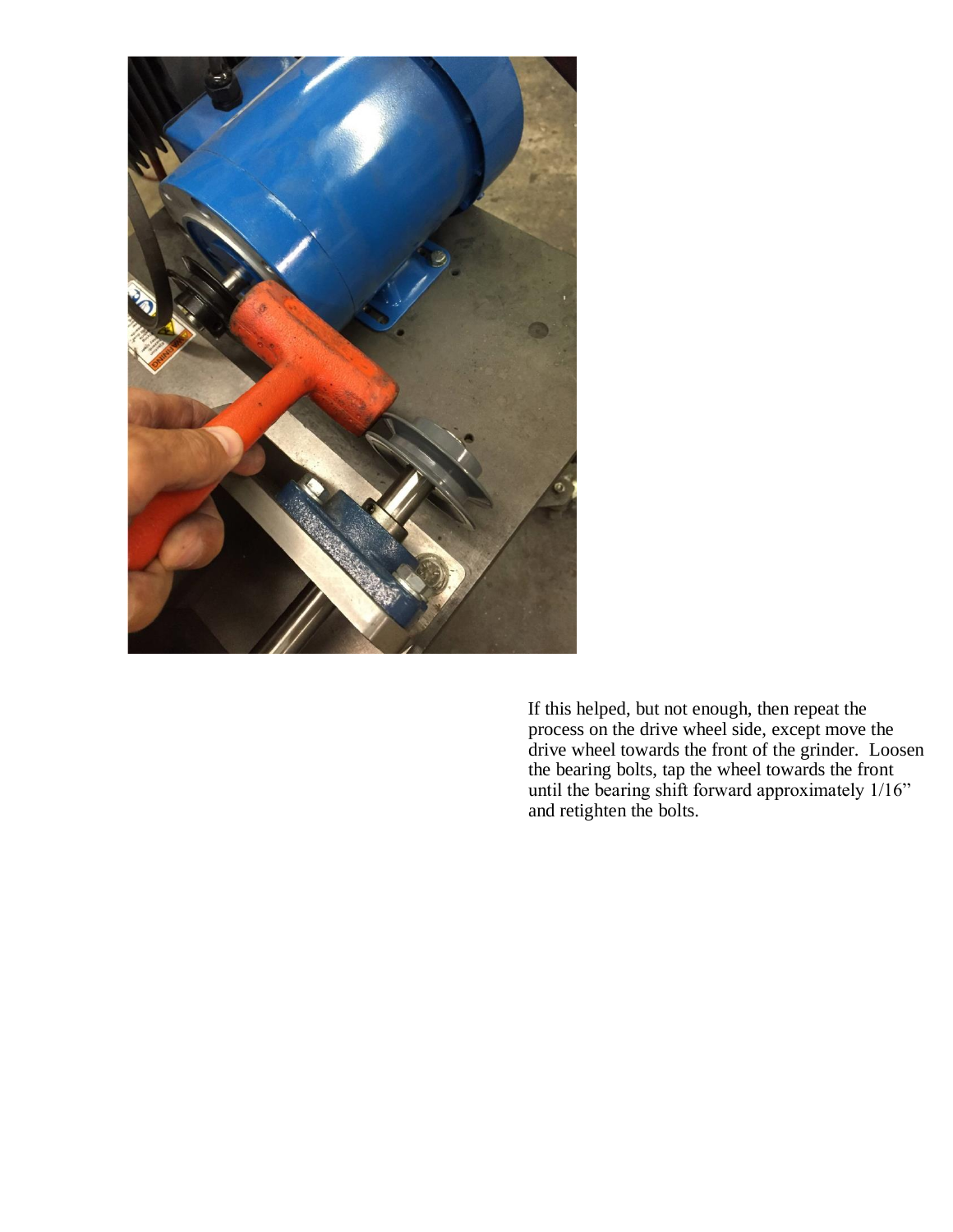If this helped, but not enough, then repeat the process on the drive wheel side, except move the drive wheel towards the front of the grinder. Loosen the bearing bolts, tap the wheel towards the front until the bearing shift forward approximately 1/16" and retighten the bolts.